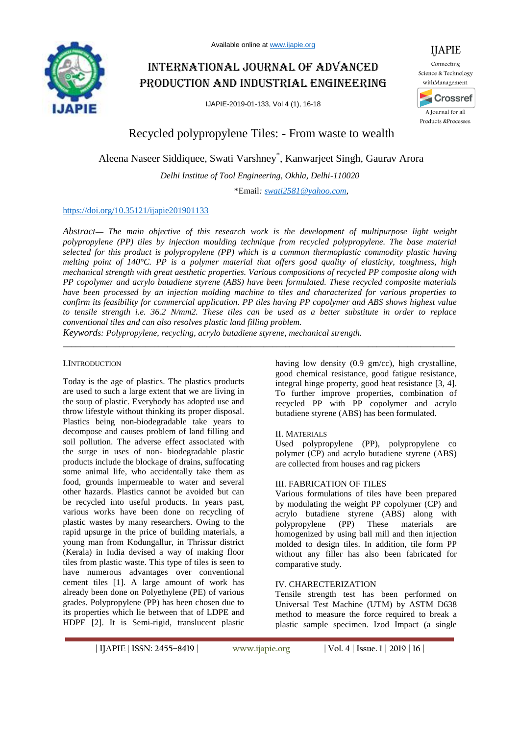# Recycled polypropylene Tiles: - From waste to wealth

Aleena Naseer Siddiquee, Swati Varshney*, Kanwarjeet Singh, Gaurav Arora

*Delhi Institue of Tool Engineering, Okhla, Delhi-110020*

*Email: *swati2581@yahoo.com*,

https://doi.org/10.35121/ijapie201901133

*Abstract— The main objective of this research work is the development of multipurpose light weight polypropylene (PP) tiles by injection moulding technique from recycled polypropylene. The base material selected for this product is polypropylene (PP) which is a common thermoplastic commodity plastic having melting point of 140°C. PP is a polymer material that offers good quality of elasticity, toughness, high mechanical strength with great aesthetic properties. Various compositions of recycled PP composite along with PP copolymer and acrylo butadiene styrene (ABS) have been formulated. These recycled composite materials have been processed by an injection molding machine to tiles and characterized for various properties to confirm its feasibility for commercial application. PP tiles having PP copolymer and ABS shows highest value to tensile strength i.e. 36.2 N/mm2. These tiles can be used as a better substitute in order to replace conventional tiles and can also resolves plastic land filling problem.*

*Keywords: Polypropylene, recycling, acrylo butadiene styrene, mechanical strength.*

## I. Introduction

Today is the age of plastics. The plastics products are used to such a large extent that we are living in the soup of plastic. Everybody has adopted use and throw lifestyle without thinking its proper disposal. Plastics being non-biodegradable take years to decompose and causes problem of land filling and soil pollution. The adverse effect associated with the surge in uses of non- biodegradable plastic products include the blockage of drains, suffocating some animal life, who accidentally take them as food, grounds impermeable to water and several other hazards. Plastics cannot be avoided but can be recycled into useful products. In years past, various works have been done on recycling of plastic wastes by many researchers. Owing to the rapid upsurge in the price of building materials, a young man from Kodungallur, in Thrissur district (Kerala) in India devised a way of making floor tiles from plastic waste. This type of tiles is seen to have numerous advantages over conventional cement tiles [1]. A large amount of work has already been done on Polyethylene (PE) of various grades. Polypropylene (PP) has been chosen due to its properties which lie between that of LDPE and HDPE [2]. It is Semi-rigid, translucent plastic having low density (0.9 gm/cc), high crystalline, good chemical resistance, good fatigue resistance, integral hinge property, good heat resistance [3, 4]. To further improve properties, combination of recycled PP with PP copolymer and acrylo butadiene styrene (ABS) has been formulated.

## II. Materials

Used polypropylene (PP), polypropylene co polymer (CP) and acrylo butadiene styrene (ABS) are collected from houses and rag pickers

## III. Fabrication of Tiles

Various formulations of tiles have been prepared by modulating the weight PP copolymer (CP) and acrylo butadiene styrene (ABS) along with polypropylene (PP) These materials are homogenized by using ball mill and then injection molded to design tiles. In addition, tile form PP without any filler has also been fabricated for comparative study.

## IV. Charecterization

Tensile strength test has been performed on Universal Test Machine (UTM) by ASTM D638 method to measure the force required to break a plastic sample specimen. Izod Impact (a single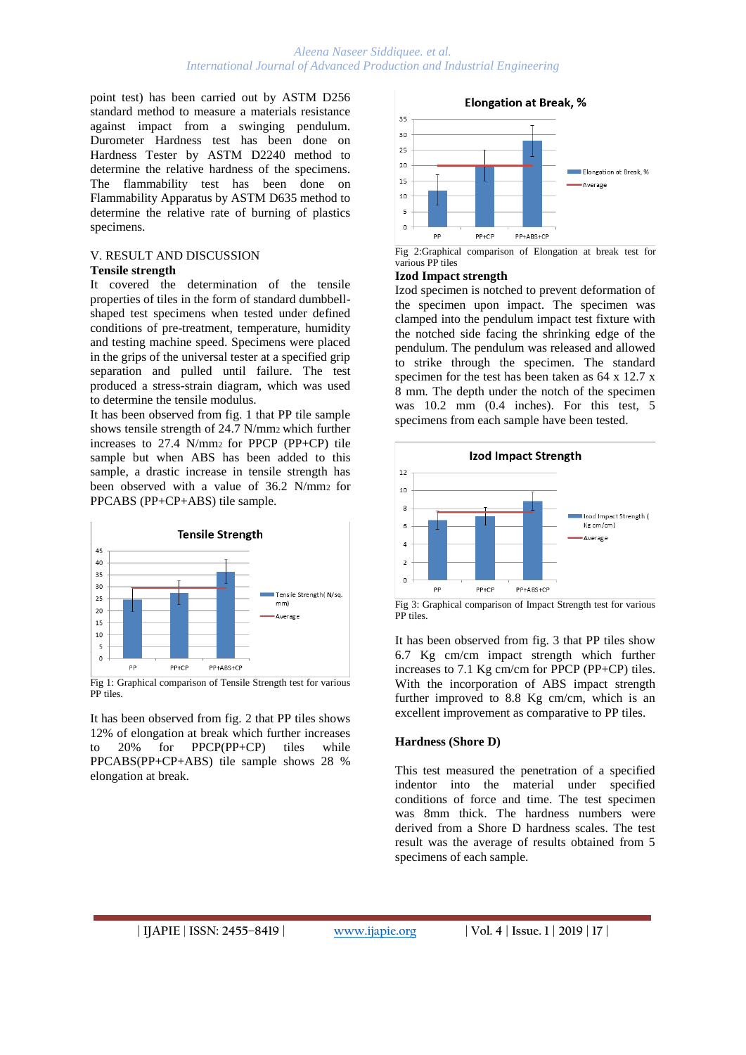point test) has been carried out by ASTM D256 standard method to measure a materials resistance against impact from a swinging pendulum. Durometer Hardness test has been done on Hardness Tester by ASTM D2240 method to determine the relative hardness of the specimens. The flammability test has been done on Flammability Apparatus by ASTM D635 method to determine the relative rate of burning of plastics specimens.

## V. RESULT AND DISCUSSION

### Tensile strength

It covered the determination of the tensile properties of tiles in the form of standard dumbbell-shaped test specimens when tested under defined conditions of pre-treatment, temperature, humidity and testing machine speed. Specimens were placed in the grips of the universal tester at a specified grip separation and pulled until failure. The test produced a stress-strain diagram, which was used to determine the tensile modulus.

It has been observed from fig. 1 that PP tile sample shows tensile strength of 24.7 N/mm2 which further increases to 27.4 N/mm2 for PPCP (PP+CP) tile sample but when ABS has been added to this sample, a drastic increase in tensile strength has been observed with a value of 36.2 N/mm2 for PPCABS (PP+CP+ABS) tile sample.

Fig 1: Graphical comparison of Tensile Strength test for various PP tiles.

It has been observed from fig. 2 that PP tiles shows 12% of elongation at break which further increases to 20% for PPCP(PP+CP) tiles while PPCABS(PP+CP+ABS) tile sample shows 28 % elongation at break.

Fig 2:Graphical comparison of Elongation at break test for various PP tiles

### Izod Impact strength

Izod specimen is notched to prevent deformation of the specimen upon impact. The specimen was clamped into the pendulum impact test fixture with the notched side facing the shrinking edge of the pendulum. The pendulum was released and allowed to strike through the specimen. The standard specimen for the test has been taken as 64 x 12.7 x 8 mm. The depth under the notch of the specimen was 10.2 mm (0.4 inches). For this test, 5 specimens from each sample have been tested.

Fig 3: Graphical comparison of Impact Strength test for various PP tiles.

It has been observed from fig. 3 that PP tiles show 6.7 Kg cm/cm impact strength which further increases to 7.1 Kg cm/cm for PPCP (PP+CP) tiles. With the incorporation of ABS impact strength further improved to 8.8 Kg cm/cm, which is an excellent improvement as comparative to PP tiles.

### Hardness (Shore D)

This test measured the penetration of a specified indentor into the material under specified conditions of force and time. The test specimen was 8mm thick. The hardness numbers were derived from a Shore D hardness scales. The test result was the average of results obtained from 5 specimens of each sample.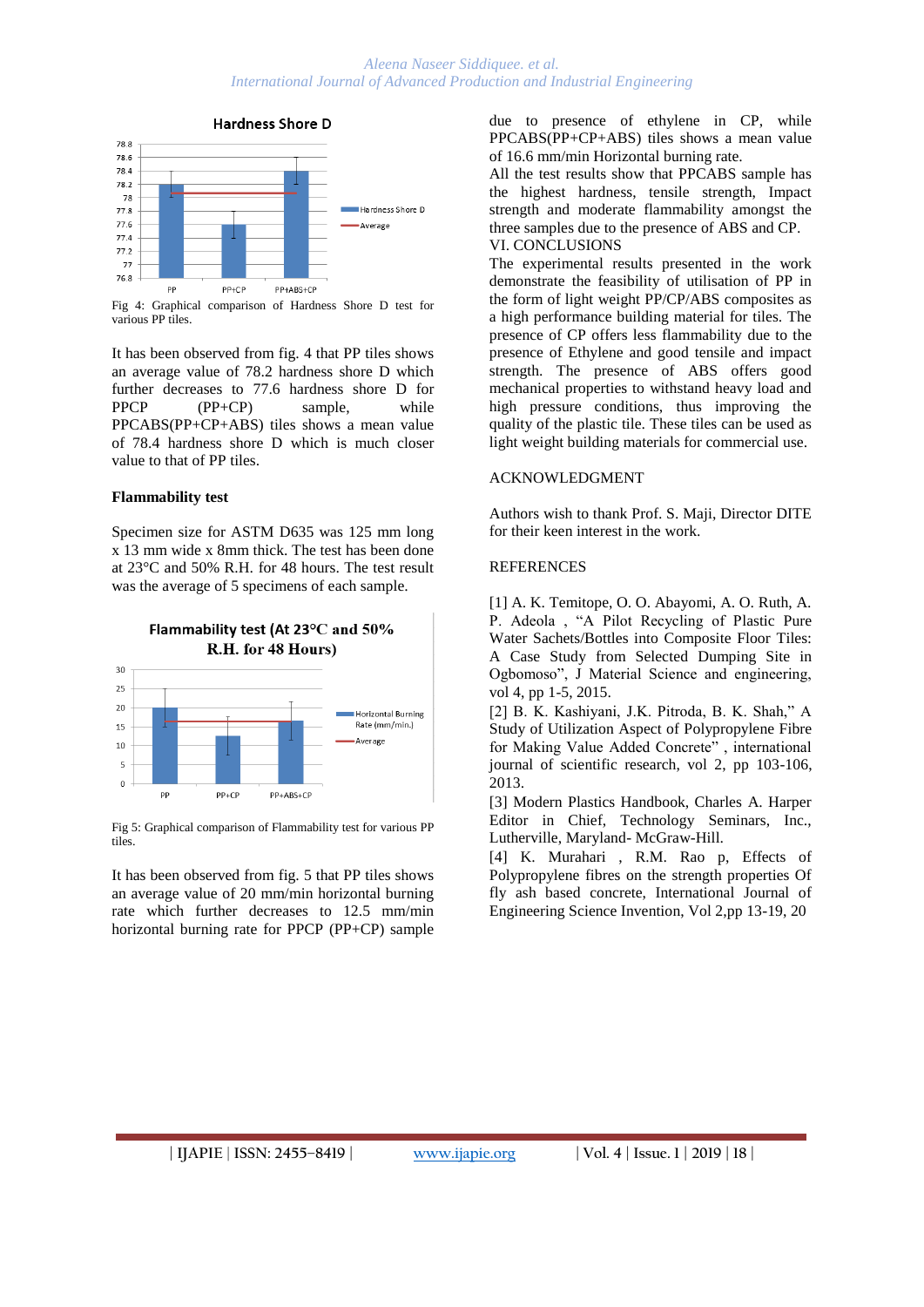Hardness Shore D

78.8
78.6
78.4
78.2
78
77.8
77.6
77.4
77.2
77
76.8

PP
PP+CP
PP+ABS+CP

Hardness Shore D
Average

Fig 4: Graphical comparison of Hardness Shore D test for various PP tiles.

It has been observed from fig. 4 that PP tiles shows an average value of 78.2 hardness shore D which further decreases to 77.6 hardness shore D for PPCP (PP+CP) sample, while PPCABS(PP+CP+ABS) tiles shows a mean value of 78.4 hardness shore D which is much closer value to that of PP tiles.

**Flammability test**

Specimen size for ASTM D635 was 125 mm long x 13 mm wide x 8mm thick. The test has been done at 23°C and 50% R.H. for 48 hours. The test result was the average of 5 specimens of each sample.

Flammability test (At 23°C and 50% R.H. for 48 Hours)

30
25
20
15
10
5
0

PP
PP+CP
PP+ABS+CP

Horizontal Burning Rate (mm/min.)
Average

Fig 5: Graphical comparison of Flammability test for various PP tiles.

It has been observed from fig. 5 that PP tiles shows an average value of 20 mm/min horizontal burning rate which further decreases to 12.5 mm/min horizontal burning rate for PPCP (PP+CP) sample due to presence of ethylene in CP, while PPCABS(PP+CP+ABS) tiles shows a mean value of 16.6 mm/min Horizontal burning rate.

All the test results show that PPCABS sample has the highest hardness, tensile strength, Impact strength and moderate flammability amongst the three samples due to the presence of ABS and CP.

## VI. CONCLUSIONS

The experimental results presented in the work demonstrate the feasibility of utilisation of PP in the form of light weight PP/CP/ABS composites as a high performance building material for tiles. The presence of CP offers less flammability due to the presence of Ethylene and good tensile and impact strength. The presence of ABS offers good mechanical properties to withstand heavy load and high pressure conditions, thus improving the quality of the plastic tile. These tiles can be used as light weight building materials for commercial use.

## ACKNOWLEDGMENT

Authors wish to thank Prof. S. Maji, Director DITE for their keen interest in the work.

## REFERENCES

[1] A. K. Temitope, O. O. Abayomi, A. O. Ruth, A. P. Adeola , "A Pilot Recycling of Plastic Pure Water Sachets/Bottles into Composite Floor Tiles: A Case Study from Selected Dumping Site in Ogbomoso", J Material Science and engineering, vol 4, pp 1-5, 2015.

[2] B. K. Kashiyani, J.K. Pitroda, B. K. Shah," A Study of Utilization Aspect of Polypropylene Fibre for Making Value Added Concrete" , international journal of scientific research, vol 2, pp 103-106, 2013.

[3] Modern Plastics Handbook, Charles A. Harper Editor in Chief, Technology Seminars, Inc., Lutherville, Maryland- McGraw-Hill.

[4] K. Murahari , R.M. Rao p, Effects of Polypropylene fibres on the strength properties Of fly ash based concrete, International Journal of Engineering Science Invention, Vol 2,pp 13-19, 20